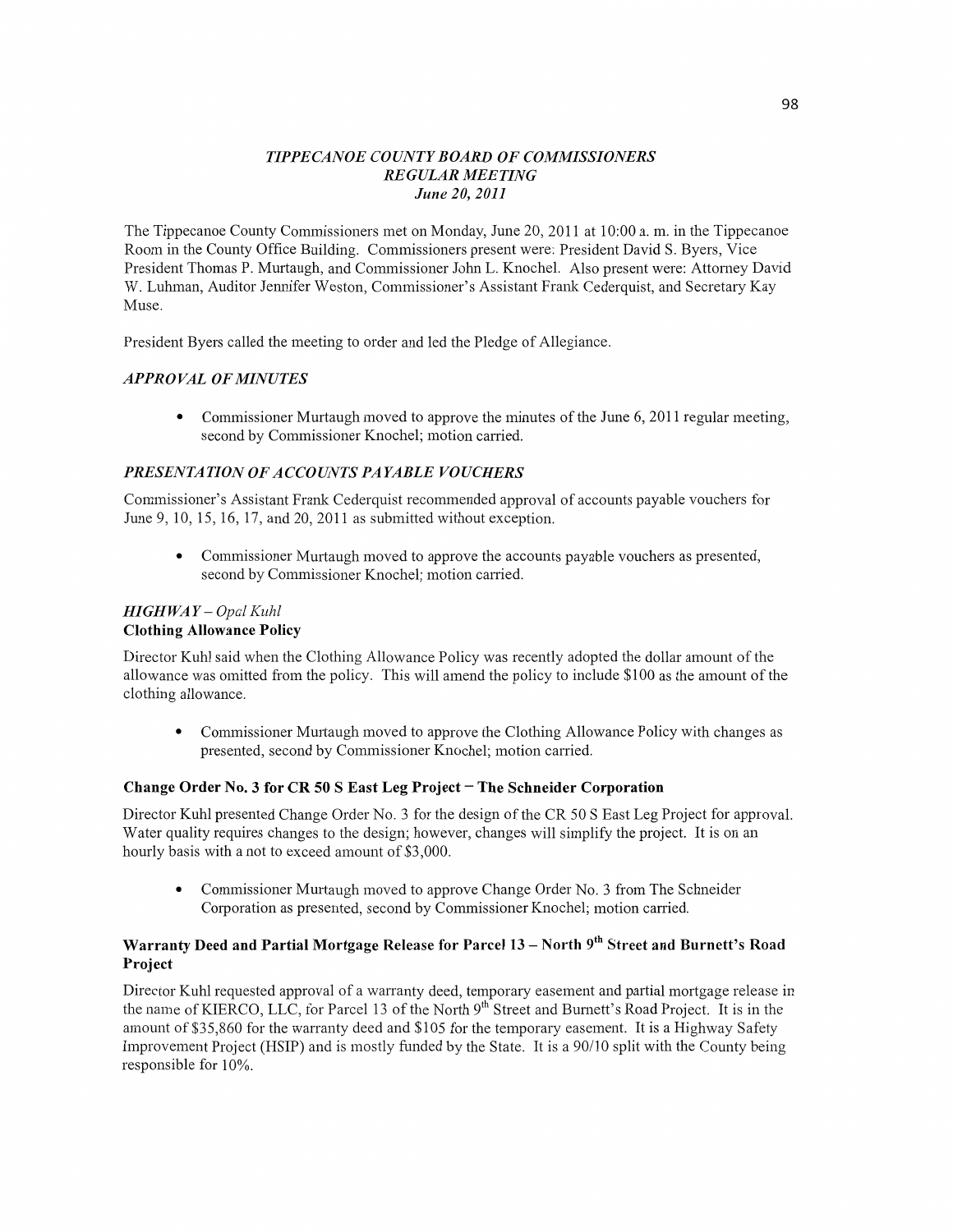# *TIPPECANOE COUNTY BOARD OF COMMISSIONERS*
## *REGULAR MEETING*
### *June 20, 2011*

The Tippecanoe County Commissioners met on Monday, June 20, 2011 at 10:00 a. m. in the Tippecanoe Room in the County Office Building. Commissioners present were: President David S. Byers, Vice President Thomas P. Murtaugh, and Commissioner John L. Knochel. Also present were: Attorney David W. Luhman, Auditor Jennifer Weston, Commissioner's Assistant Frank Cederquist, and Secretary Kay Muse.

President Byers called the meeting to order and led the Pledge of Allegiance.

## *APPROVAL OF MINUTES*

- Commissioner Murtaugh moved to approve the minutes of the June 6, 2011 regular meeting, second by Commissioner Knochel; motion carried.

## *PRESENTATION OF ACCOUNTS PAYABLE VOUCHERS*

Commissioner's Assistant Frank Cederquist recommended approval of accounts payable vouchers for June 9, 10, 15, 16, 17, and 20, 2011 as submitted without exception.

- Commissioner Murtaugh moved to approve the accounts payable vouchers as presented, second by Commissioner Knochel; motion carried.

## *HIGHWAY – Opal Kuhl*

### Clothing Allowance Policy

Director Kuhl said when the Clothing Allowance Policy was recently adopted the dollar amount of the allowance was omitted from the policy. This will amend the policy to include $100 as the amount of the clothing allowance.

- Commissioner Murtaugh moved to approve the Clothing Allowance Policy with changes as presented, second by Commissioner Knochel; motion carried.

### Change Order No. 3 for CR 50 S East Leg Project – The Schneider Corporation

Director Kuhl presented Change Order No. 3 for the design of the CR 50 S East Leg Project for approval. Water quality requires changes to the design; however, changes will simplify the project. It is on an hourly basis with a not to exceed amount of $3,000.

- Commissioner Murtaugh moved to approve Change Order No. 3 from The Schneider Corporation as presented, second by Commissioner Knochel; motion carried.

### Warranty Deed and Partial Mortgage Release for Parcel 13 – North 9th Street and Burnett's Road Project

Director Kuhl requested approval of a warranty deed, temporary easement and partial mortgage release in the name of KIERCO, LLC, for Parcel 13 of the North 9th Street and Burnett's Road Project. It is in the amount of $35,860 for the warranty deed and $105 for the temporary easement. It is a Highway Safety Improvement Project (HSIP) and is mostly funded by the State. It is a 90/10 split with the County being responsible for 10%.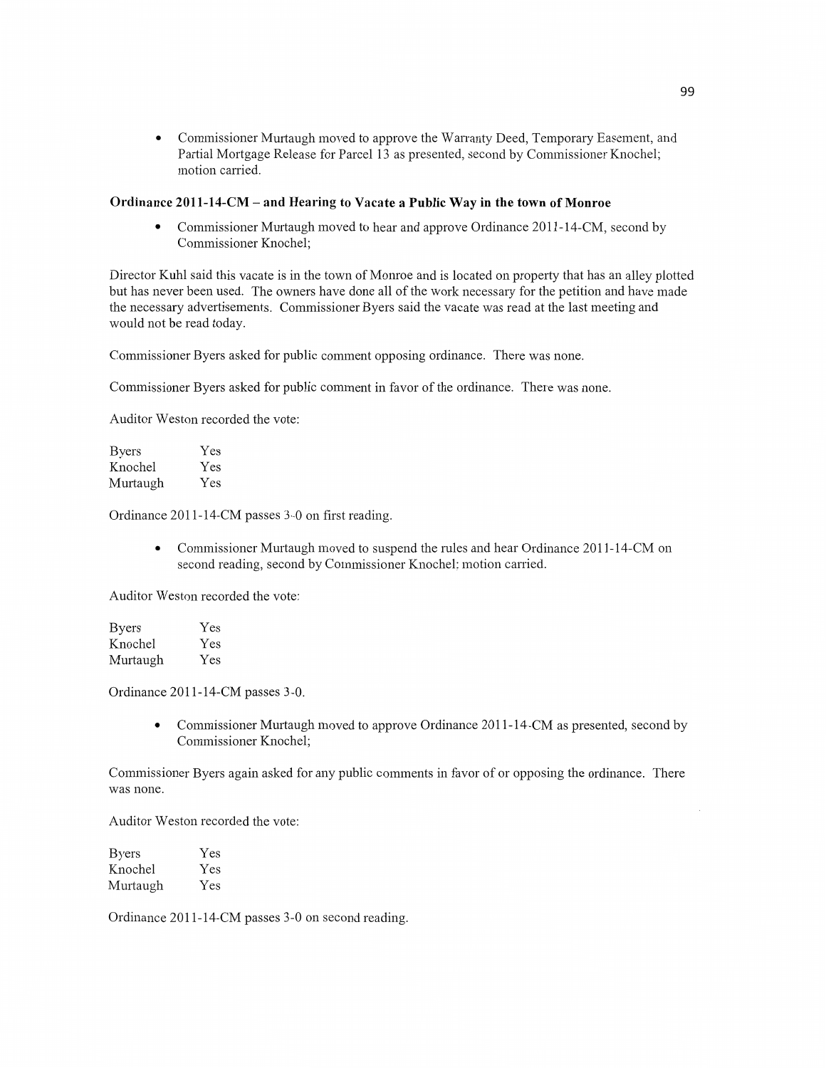- Commissioner Murtaugh moved to approve the Warranty Deed, Temporary Easement, and Partial Mortgage Release for Parcel 13 as presented, second by Commissioner Knochel; motion carried.

**Ordinance 2011-14-CM – and Hearing to Vacate a Public Way in the town of Monroe**

- Commissioner Murtaugh moved to hear and approve Ordinance 2011-14-CM, second by Commissioner Knochel;

Director Kuhl said this vacate is in the town of Monroe and is located on property that has an alley plotted but has never been used. The owners have done all of the work necessary for the petition and have made the necessary advertisements. Commissioner Byers said the vacate was read at the last meeting and would not be read today.

Commissioner Byers asked for public comment opposing ordinance. There was none.

Commissioner Byers asked for public comment in favor of the ordinance. There was none.

Auditor Weston recorded the vote:

| | |
|---|---|
| Byers | Yes |
| Knochel | Yes |
| Murtaugh | Yes |

Ordinance 2011-14-CM passes 3-0 on first reading.

- Commissioner Murtaugh moved to suspend the rules and hear Ordinance 2011-14-CM on second reading, second by Commissioner Knochel; motion carried.

Auditor Weston recorded the vote:

| | |
|---|---|
| Byers | Yes |
| Knochel | Yes |
| Murtaugh | Yes |

Ordinance 2011-14-CM passes 3-0.

- Commissioner Murtaugh moved to approve Ordinance 2011-14-CM as presented, second by Commissioner Knochel;

Commissioner Byers again asked for any public comments in favor of or opposing the ordinance. There was none.

Auditor Weston recorded the vote:

| | |
|---|---|
| Byers | Yes |
| Knochel | Yes |
| Murtaugh | Yes |

Ordinance 2011-14-CM passes 3-0 on second reading.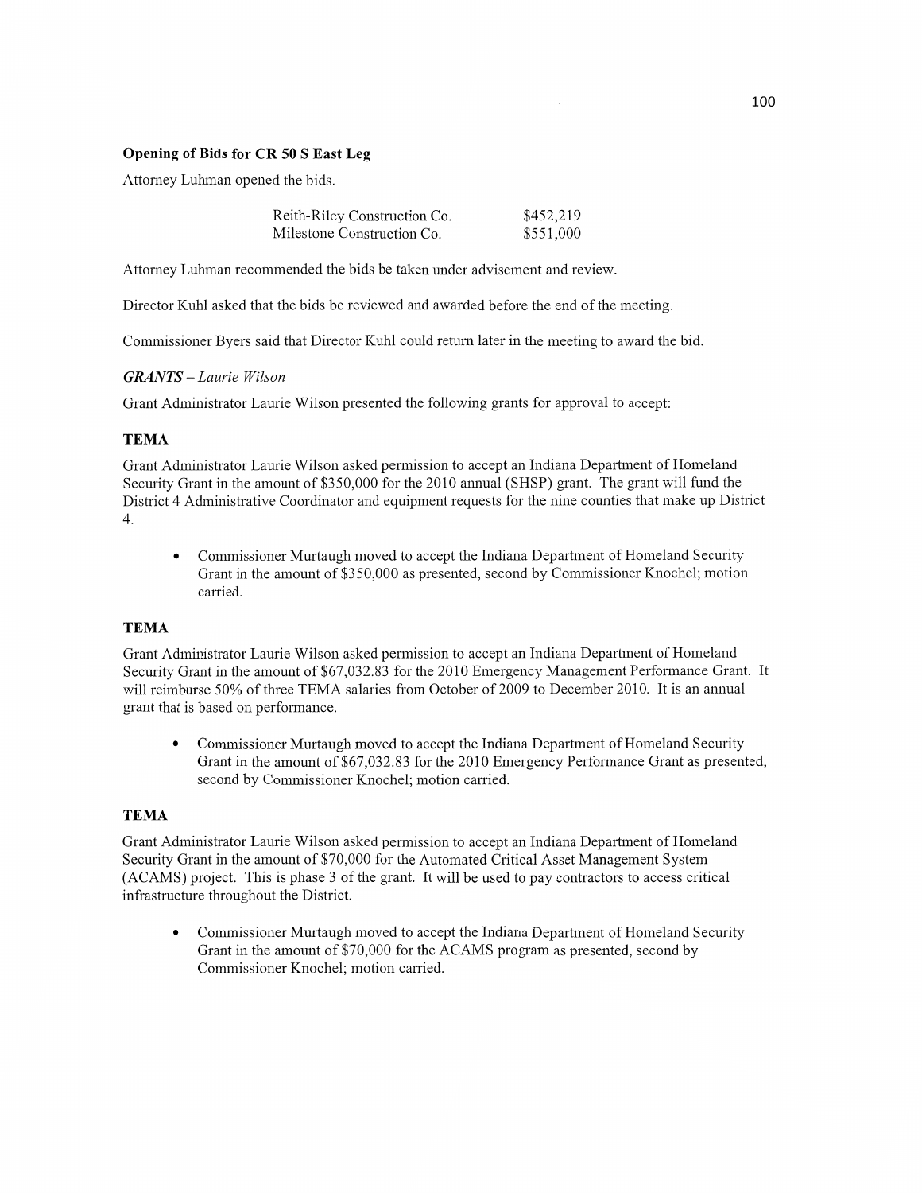**Opening of Bids for CR 50 S East Leg**

Attorney Luhman opened the bids.

| | |
|---|---|
| Reith-Riley Construction Co. | $452,219 |
| Milestone Construction Co. | $551,000 |

Attorney Luhman recommended the bids be taken under advisement and review.

Director Kuhl asked that the bids be reviewed and awarded before the end of the meeting.

Commissioner Byers said that Director Kuhl could return later in the meeting to award the bid.

***GRANTS*** *– Laurie Wilson*

Grant Administrator Laurie Wilson presented the following grants for approval to accept:

**TEMA**

Grant Administrator Laurie Wilson asked permission to accept an Indiana Department of Homeland Security Grant in the amount of $350,000 for the 2010 annual (SHSP) grant. The grant will fund the District 4 Administrative Coordinator and equipment requests for the nine counties that make up District 4.

- Commissioner Murtaugh moved to accept the Indiana Department of Homeland Security Grant in the amount of $350,000 as presented, second by Commissioner Knochel; motion carried.

**TEMA**

Grant Administrator Laurie Wilson asked permission to accept an Indiana Department of Homeland Security Grant in the amount of $67,032.83 for the 2010 Emergency Management Performance Grant. It will reimburse 50% of three TEMA salaries from October of 2009 to December 2010. It is an annual grant that is based on performance.

- Commissioner Murtaugh moved to accept the Indiana Department of Homeland Security Grant in the amount of $67,032.83 for the 2010 Emergency Performance Grant as presented, second by Commissioner Knochel; motion carried.

**TEMA**

Grant Administrator Laurie Wilson asked permission to accept an Indiana Department of Homeland Security Grant in the amount of $70,000 for the Automated Critical Asset Management System (ACAMS) project. This is phase 3 of the grant. It will be used to pay contractors to access critical infrastructure throughout the District.

- Commissioner Murtaugh moved to accept the Indiana Department of Homeland Security Grant in the amount of $70,000 for the ACAMS program as presented, second by Commissioner Knochel; motion carried.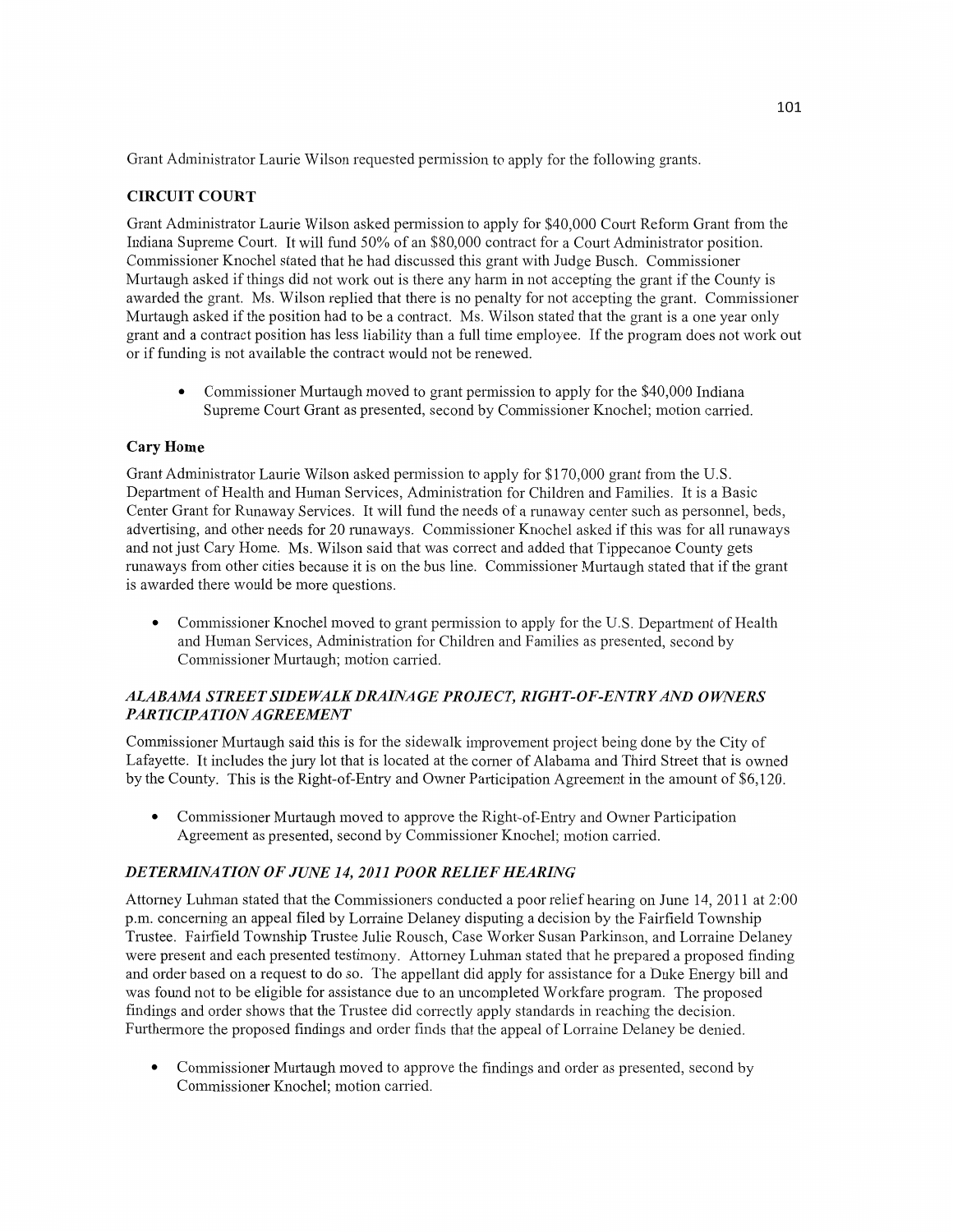Grant Administrator Laurie Wilson requested permission to apply for the following grants.

**CIRCUIT COURT**

Grant Administrator Laurie Wilson asked permission to apply for $40,000 Court Reform Grant from the Indiana Supreme Court. It will fund 50% of an $80,000 contract for a Court Administrator position. Commissioner Knochel stated that he had discussed this grant with Judge Busch. Commissioner Murtaugh asked if things did not work out is there any harm in not accepting the grant if the County is awarded the grant. Ms. Wilson replied that there is no penalty for not accepting the grant. Commissioner Murtaugh asked if the position had to be a contract. Ms. Wilson stated that the grant is a one year only grant and a contract position has less liability than a full time employee. If the program does not work out or if funding is not available the contract would not be renewed.

- Commissioner Murtaugh moved to grant permission to apply for the $40,000 Indiana Supreme Court Grant as presented, second by Commissioner Knochel; motion carried.

**Cary Home**

Grant Administrator Laurie Wilson asked permission to apply for $170,000 grant from the U.S. Department of Health and Human Services, Administration for Children and Families. It is a Basic Center Grant for Runaway Services. It will fund the needs of a runaway center such as personnel, beds, advertising, and other needs for 20 runaways. Commissioner Knochel asked if this was for all runaways and not just Cary Home. Ms. Wilson said that was correct and added that Tippecanoe County gets runaways from other cities because it is on the bus line. Commissioner Murtaugh stated that if the grant is awarded there would be more questions.

- Commissioner Knochel moved to grant permission to apply for the U.S. Department of Health and Human Services, Administration for Children and Families as presented, second by Commissioner Murtaugh; motion carried.

***ALABAMA STREET SIDEWALK DRAINAGE PROJECT, RIGHT-OF-ENTRY AND OWNERS PARTICIPATION AGREEMENT***

Commissioner Murtaugh said this is for the sidewalk improvement project being done by the City of Lafayette. It includes the jury lot that is located at the corner of Alabama and Third Street that is owned by the County. This is the Right-of-Entry and Owner Participation Agreement in the amount of $6,120.

- Commissioner Murtaugh moved to approve the Right-of-Entry and Owner Participation Agreement as presented, second by Commissioner Knochel; motion carried.

***DETERMINATION OF JUNE 14, 2011 POOR RELIEF HEARING***

Attorney Luhman stated that the Commissioners conducted a poor relief hearing on June 14, 2011 at 2:00 p.m. concerning an appeal filed by Lorraine Delaney disputing a decision by the Fairfield Township Trustee. Fairfield Township Trustee Julie Rousch, Case Worker Susan Parkinson, and Lorraine Delaney were present and each presented testimony. Attorney Luhman stated that he prepared a proposed finding and order based on a request to do so. The appellant did apply for assistance for a Duke Energy bill and was found not to be eligible for assistance due to an uncompleted Workfare program. The proposed findings and order shows that the Trustee did correctly apply standards in reaching the decision. Furthermore the proposed findings and order finds that the appeal of Lorraine Delaney be denied.

- Commissioner Murtaugh moved to approve the findings and order as presented, second by Commissioner Knochel; motion carried.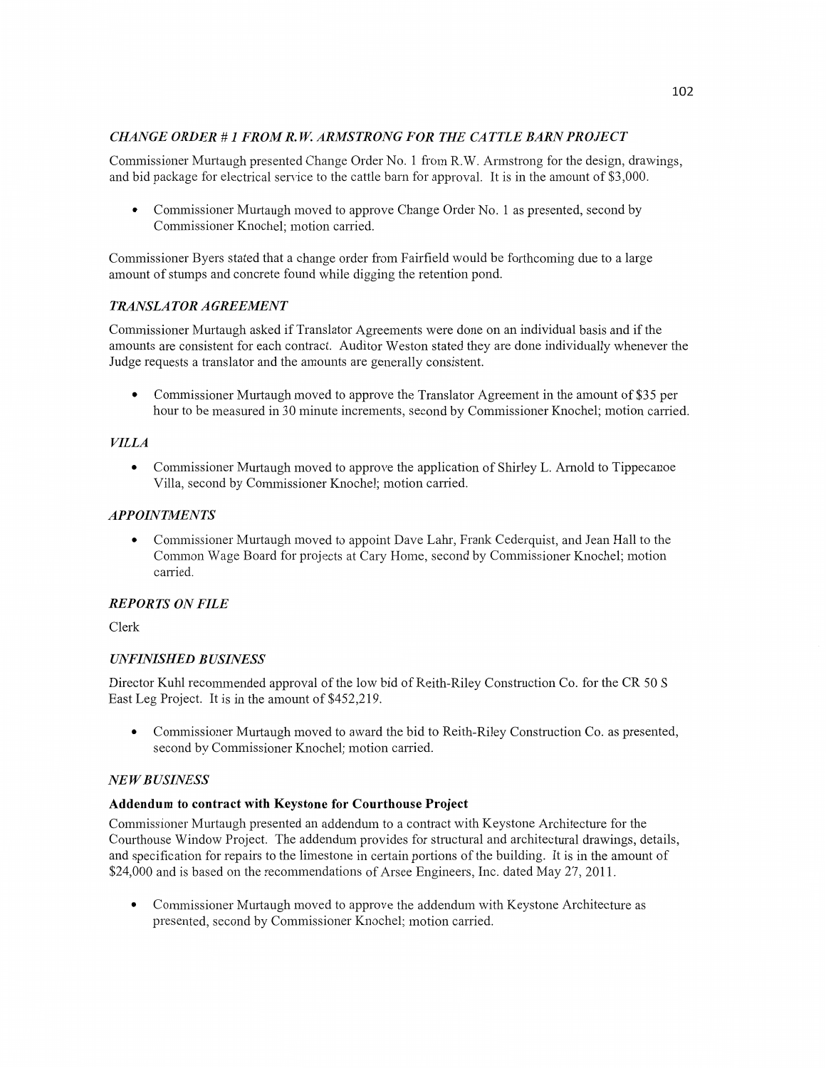### *CHANGE ORDER # 1 FROM R.W. ARMSTRONG FOR THE CATTLE BARN PROJECT*

Commissioner Murtaugh presented Change Order No. 1 from R.W. Armstrong for the design, drawings, and bid package for electrical service to the cattle barn for approval. It is in the amount of $3,000.

- Commissioner Murtaugh moved to approve Change Order No. 1 as presented, second by Commissioner Knochel; motion carried.

Commissioner Byers stated that a change order from Fairfield would be forthcoming due to a large amount of stumps and concrete found while digging the retention pond.

### *TRANSLATOR AGREEMENT*

Commissioner Murtaugh asked if Translator Agreements were done on an individual basis and if the amounts are consistent for each contract. Auditor Weston stated they are done individually whenever the Judge requests a translator and the amounts are generally consistent.

- Commissioner Murtaugh moved to approve the Translator Agreement in the amount of $35 per hour to be measured in 30 minute increments, second by Commissioner Knochel; motion carried.

### *VILLA*

- Commissioner Murtaugh moved to approve the application of Shirley L. Arnold to Tippecanoe Villa, second by Commissioner Knochel; motion carried.

### *APPOINTMENTS*

- Commissioner Murtaugh moved to appoint Dave Lahr, Frank Cederquist, and Jean Hall to the Common Wage Board for projects at Cary Home, second by Commissioner Knochel; motion carried.

### *REPORTS ON FILE*

Clerk

### *UNFINISHED BUSINESS*

Director Kuhl recommended approval of the low bid of Reith-Riley Construction Co. for the CR 50 S East Leg Project. It is in the amount of $452,219.

- Commissioner Murtaugh moved to award the bid to Reith-Riley Construction Co. as presented, second by Commissioner Knochel; motion carried.

### *NEW BUSINESS*

#### **Addendum to contract with Keystone for Courthouse Project**

Commissioner Murtaugh presented an addendum to a contract with Keystone Architecture for the Courthouse Window Project. The addendum provides for structural and architectural drawings, details, and specification for repairs to the limestone in certain portions of the building. It is in the amount of $24,000 and is based on the recommendations of Arsee Engineers, Inc. dated May 27, 2011.

- Commissioner Murtaugh moved to approve the addendum with Keystone Architecture as presented, second by Commissioner Knochel; motion carried.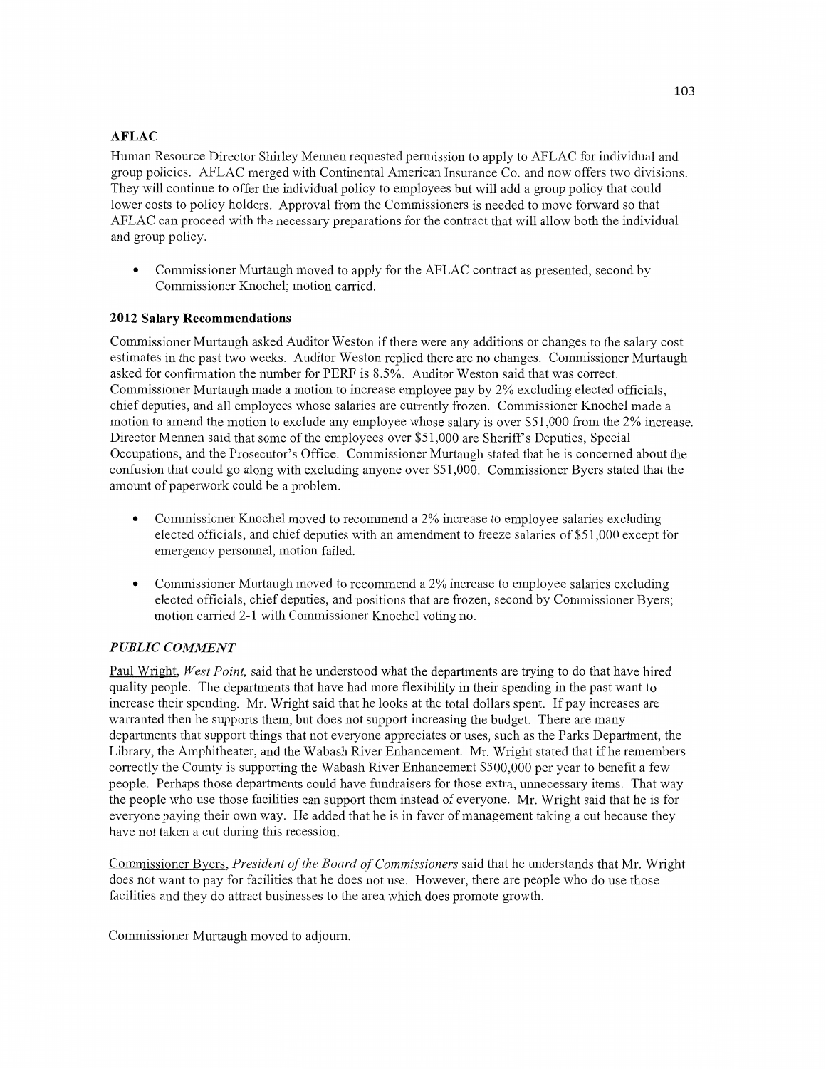### AFLAC

Human Resource Director Shirley Mennen requested permission to apply to AFLAC for individual and group policies. AFLAC merged with Continental American Insurance Co. and now offers two divisions. They will continue to offer the individual policy to employees but will add a group policy that could lower costs to policy holders. Approval from the Commissioners is needed to move forward so that AFLAC can proceed with the necessary preparations for the contract that will allow both the individual and group policy.

- Commissioner Murtaugh moved to apply for the AFLAC contract as presented, second by Commissioner Knochel; motion carried.

### 2012 Salary Recommendations

Commissioner Murtaugh asked Auditor Weston if there were any additions or changes to the salary cost estimates in the past two weeks. Auditor Weston replied there are no changes. Commissioner Murtaugh asked for confirmation the number for PERF is 8.5%. Auditor Weston said that was correct. Commissioner Murtaugh made a motion to increase employee pay by 2% excluding elected officials, chief deputies, and all employees whose salaries are currently frozen. Commissioner Knochel made a motion to amend the motion to exclude any employee whose salary is over $51,000 from the 2% increase. Director Mennen said that some of the employees over $51,000 are Sheriff's Deputies, Special Occupations, and the Prosecutor's Office. Commissioner Murtaugh stated that he is concerned about the confusion that could go along with excluding anyone over $51,000. Commissioner Byers stated that the amount of paperwork could be a problem.

- Commissioner Knochel moved to recommend a 2% increase to employee salaries excluding elected officials, and chief deputies with an amendment to freeze salaries of $51,000 except for emergency personnel, motion failed.
- Commissioner Murtaugh moved to recommend a 2% increase to employee salaries excluding elected officials, chief deputies, and positions that are frozen, second by Commissioner Byers; motion carried 2-1 with Commissioner Knochel voting no.

### *PUBLIC COMMENT*

Paul Wright, *West Point,* said that he understood what the departments are trying to do that have hired quality people. The departments that have had more flexibility in their spending in the past want to increase their spending. Mr. Wright said that he looks at the total dollars spent. If pay increases are warranted then he supports them, but does not support increasing the budget. There are many departments that support things that not everyone appreciates or uses, such as the Parks Department, the Library, the Amphitheater, and the Wabash River Enhancement. Mr. Wright stated that if he remembers correctly the County is supporting the Wabash River Enhancement $500,000 per year to benefit a few people. Perhaps those departments could have fundraisers for those extra, unnecessary items. That way the people who use those facilities can support them instead of everyone. Mr. Wright said that he is for everyone paying their own way. He added that he is in favor of management taking a cut because they have not taken a cut during this recession.

Commissioner Byers, *President of the Board of Commissioners* said that he understands that Mr. Wright does not want to pay for facilities that he does not use. However, there are people who do use those facilities and they do attract businesses to the area which does promote growth.

Commissioner Murtaugh moved to adjourn.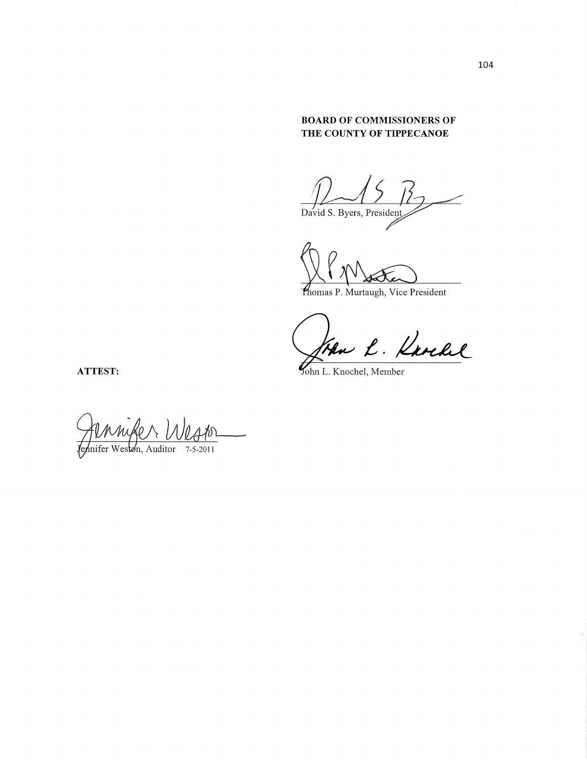**BOARD OF COMMISSIONERS OF THE COUNTY OF TIPPECANOE**

David S. Byers, President

Thomas P. Murtaugh, Vice President

John L. Knochel, Member

**ATTEST:**

Jennifer Weston, Auditor 7-5-2011